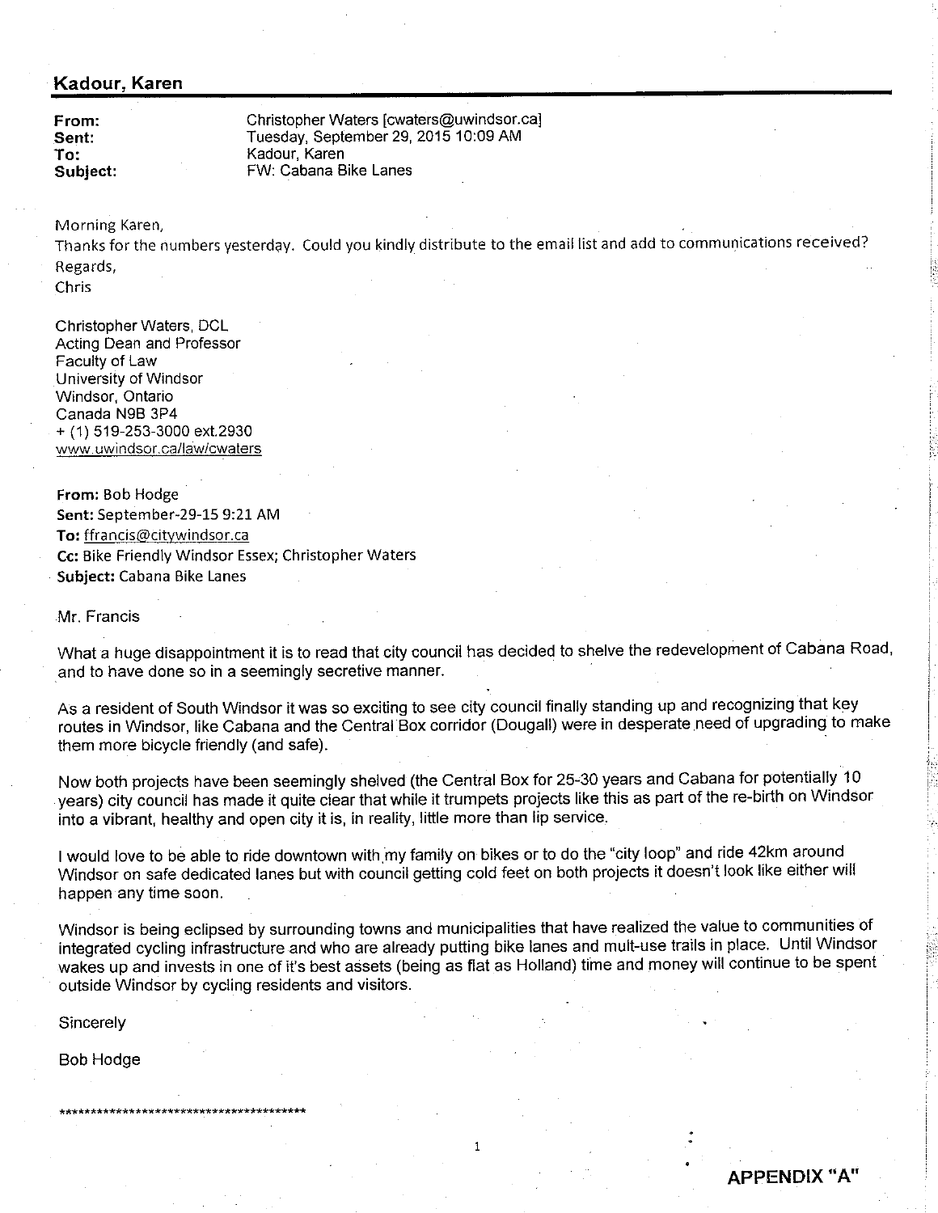## Kadour, Karen

**From:** Christopher Waters [cwaters@uwindsor.ca]
**Sent:** Tuesday, September 29, 2015 10:09 AM
**To:** Kadour, Karen
**Subject:** FW: Cabana Bike Lanes

Morning Karen,
Thanks for the numbers yesterday. Could you kindly distribute to the email list and add to communications received?
Regards,
Chris

Christopher Waters, DCL
Acting Dean and Professor
Faculty of Law
University of Windsor
Windsor, Ontario
Canada N9B 3P4
+ (1) 519-253-3000 ext.2930
www.uwindsor.ca/law/cwaters

**From:** Bob Hodge
**Sent:** September-29-15 9:21 AM
**To:** ffrancis@citywindsor.ca
**Cc:** Bike Friendly Windsor Essex; Christopher Waters
**Subject:** Cabana Bike Lanes

Mr. Francis

What a huge disappointment it is to read that city council has decided to shelve the redevelopment of Cabana Road, and to have done so in a seemingly secretive manner.

As a resident of South Windsor it was so exciting to see city council finally standing up and recognizing that key routes in Windsor, like Cabana and the Central Box corridor (Dougall) were in desperate need of upgrading to make them more bicycle friendly (and safe).

Now both projects have been seemingly shelved (the Central Box for 25-30 years and Cabana for potentially 10 years) city council has made it quite clear that while it trumpets projects like this as part of the re-birth on Windsor into a vibrant, healthy and open city it is, in reality, little more than lip service.

I would love to be able to ride downtown with my family on bikes or to do the "city loop" and ride 42km around Windsor on safe dedicated lanes but with council getting cold feet on both projects it doesn't look like either will happen any time soon.

Windsor is being eclipsed by surrounding towns and municipalities that have realized the value to communities of integrated cycling infrastructure and who are already putting bike lanes and mult-use trails in place. Until Windsor wakes up and invests in one of it's best assets (being as flat as Holland) time and money will continue to be spent outside Windsor by cycling residents and visitors.

Sincerely

Bob Hodge

****************************************

**APPENDIX "A"**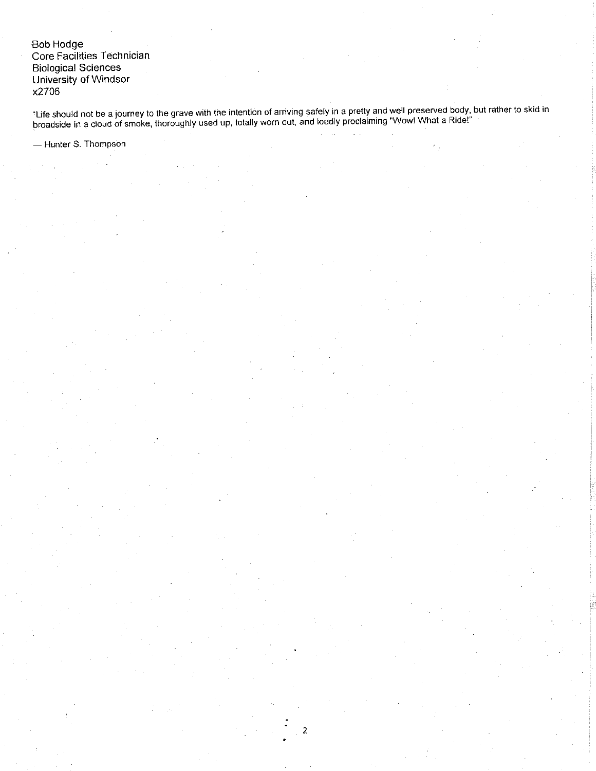Bob Hodge
Core Facilities Technician
Biological Sciences
University of Windsor
x2706

"Life should not be a journey to the grave with the intention of arriving safely in a pretty and well preserved body, but rather to skid in broadside in a cloud of smoke, thoroughly used up, totally worn out, and loudly proclaiming "Wow! What a Ride!"

— Hunter S. Thompson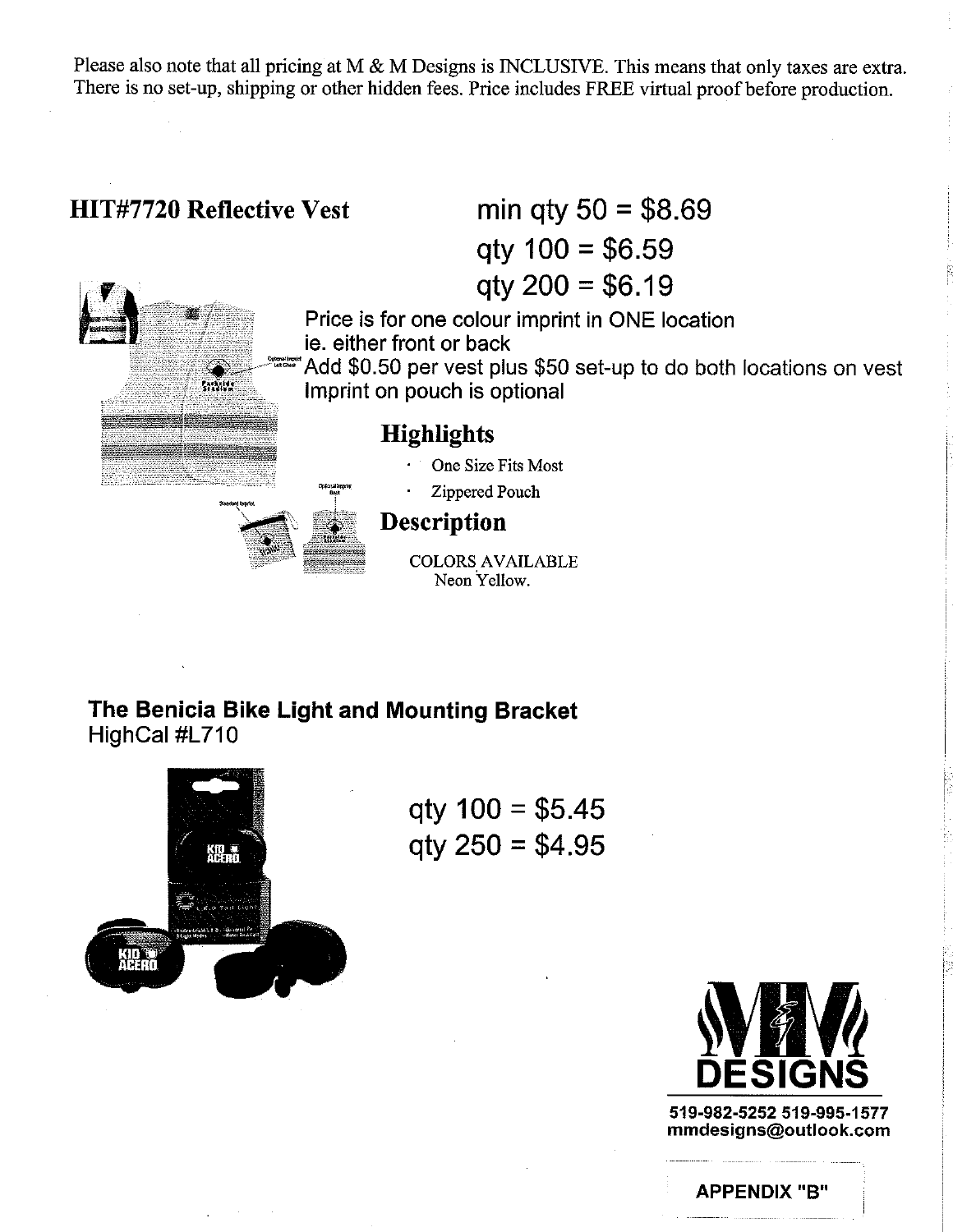Please also note that all pricing at M & M Designs is INCLUSIVE. This means that only taxes are extra. There is no set-up, shipping or other hidden fees. Price includes FREE virtual proof before production.

## HIT#7720 Reflective Vest

min qty 50 = $8.69

qty 100 = $6.59

qty 200 = $6.19

Price is for one colour imprint in ONE location ie. either front or back

Add $0.50 per vest plus $50 set-up to do both locations on vest

Imprint on pouch is optional

### Highlights

- One Size Fits Most
- Zippered Pouch

### Description

COLORS AVAILABLE
Neon Yellow.

## The Benicia Bike Light and Mounting Bracket

HighCal #L710

qty 100 = $5.45

qty 250 = $4.95

**MM DESIGNS**

**519-982-5252 519-995-1577**
**mmdesigns@outlook.com**

**APPENDIX "B"**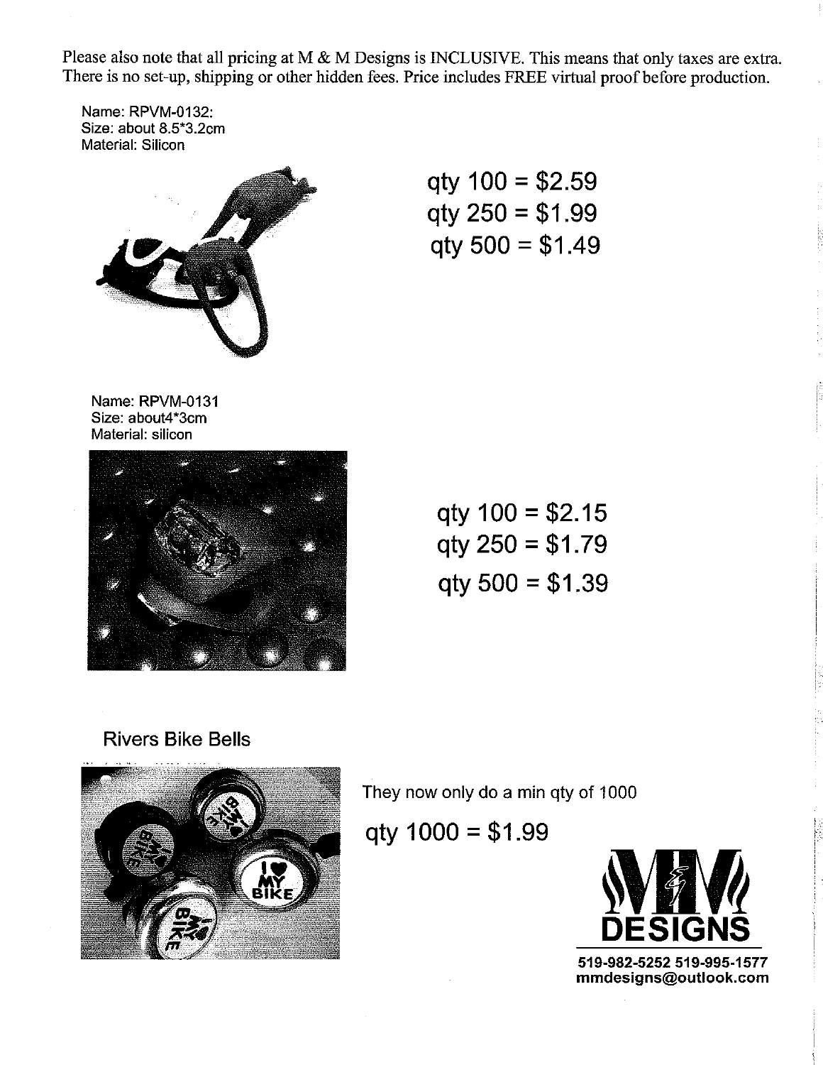Please also note that all pricing at M & M Designs is INCLUSIVE. This means that only taxes are extra. There is no set-up, shipping or other hidden fees. Price includes FREE virtual proof before production.

Name: RPVM-0132:
Size: about 8.5*3.2cm
Material: Silicon

qty 100 = $2.59
qty 250 = $1.99
qty 500 = $1.49

Name: RPVM-0131
Size: about4*3cm
Material: silicon

qty 100 = $2.15
qty 250 = $1.79
qty 500 = $1.39

Rivers Bike Bells

They now only do a min qty of 1000

qty 1000 = $1.99

**MM DESIGNS**

**519-982-5252 519-995-1577**
**mmdesigns@outlook.com**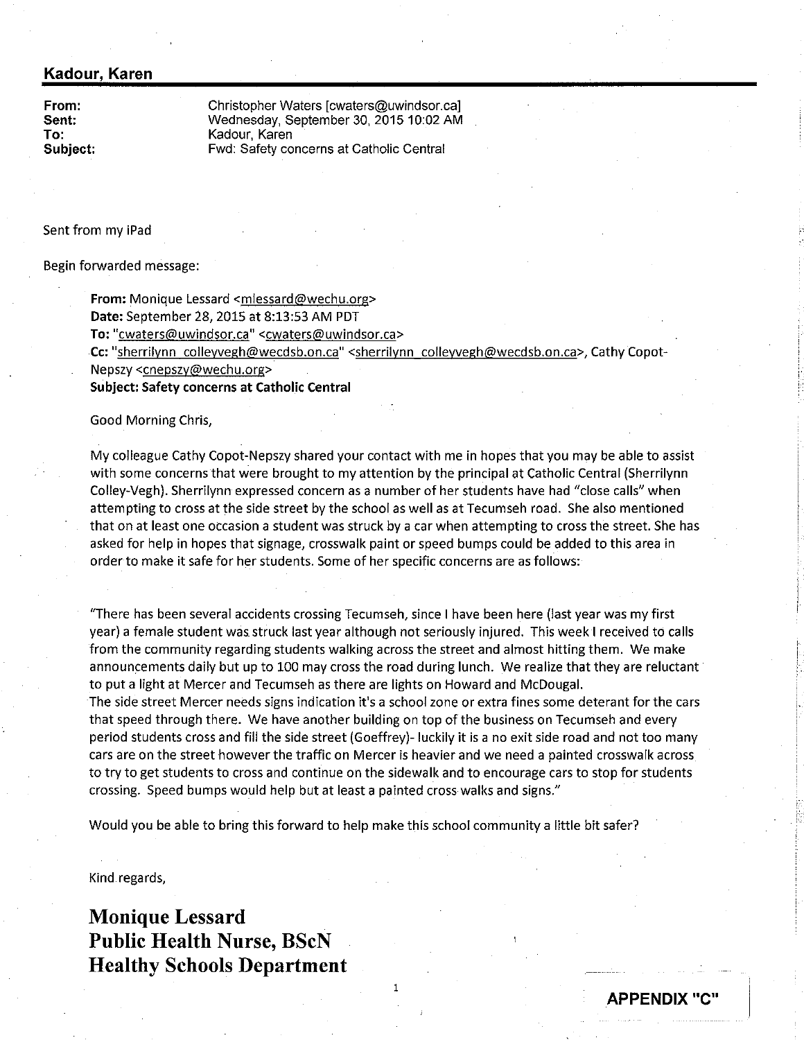**Kadour, Karen**

| | |
|---|---|
| **From:** | Christopher Waters [cwaters@uwindsor.ca] |
| **Sent:** | Wednesday, September 30, 2015 10:02 AM |
| **To:** | Kadour, Karen |
| **Subject:** | Fwd: Safety concerns at Catholic Central |

Sent from my iPad

Begin forwarded message:

> **From:** Monique Lessard <mlessard@wechu.org>
> **Date:** September 28, 2015 at 8:13:53 AM PDT
> **To:** "cwaters@uwindsor.ca" <cwaters@uwindsor.ca>
> **Cc:** "sherrilynn_colleyvegh@wecdsb.on.ca" <sherrilynn_colleyvegh@wecdsb.on.ca>, Cathy Copot-Nepszy <cnepszy@wechu.org>
> **Subject: Safety concerns at Catholic Central**
>
> Good Morning Chris,
>
> My colleague Cathy Copot-Nepszy shared your contact with me in hopes that you may be able to assist with some concerns that were brought to my attention by the principal at Catholic Central (Sherrilynn Colley-Vegh). Sherrilynn expressed concern as a number of her students have had "close calls" when attempting to cross at the side street by the school as well as at Tecumseh road. She also mentioned that on at least one occasion a student was struck by a car when attempting to cross the street. She has asked for help in hopes that signage, crosswalk paint or speed bumps could be added to this area in order to make it safe for her students. Some of her specific concerns are as follows:
>
> "There has been several accidents crossing Tecumseh, since I have been here (last year was my first year) a female student was struck last year although not seriously injured. This week I received to calls from the community regarding students walking across the street and almost hitting them. We make announcements daily but up to 100 may cross the road during lunch. We realize that they are reluctant to put a light at Mercer and Tecumseh as there are lights on Howard and McDougal.
> The side street Mercer needs signs indication it's a school zone or extra fines some deterant for the cars that speed through there. We have another building on top of the business on Tecumseh and every period students cross and fill the side street (Goeffrey)- luckily it is a no exit side road and not too many cars are on the street however the traffic on Mercer is heavier and we need a painted crosswalk across to try to get students to cross and continue on the sidewalk and to encourage cars to stop for students crossing. Speed bumps would help but at least a painted cross walks and signs."
>
> Would you be able to bring this forward to help make this school community a little bit safer?
>
> Kind regards,
>
> **Monique Lessard**
> **Public Health Nurse, BScN**
> **Healthy Schools Department**

**APPENDIX "C"**